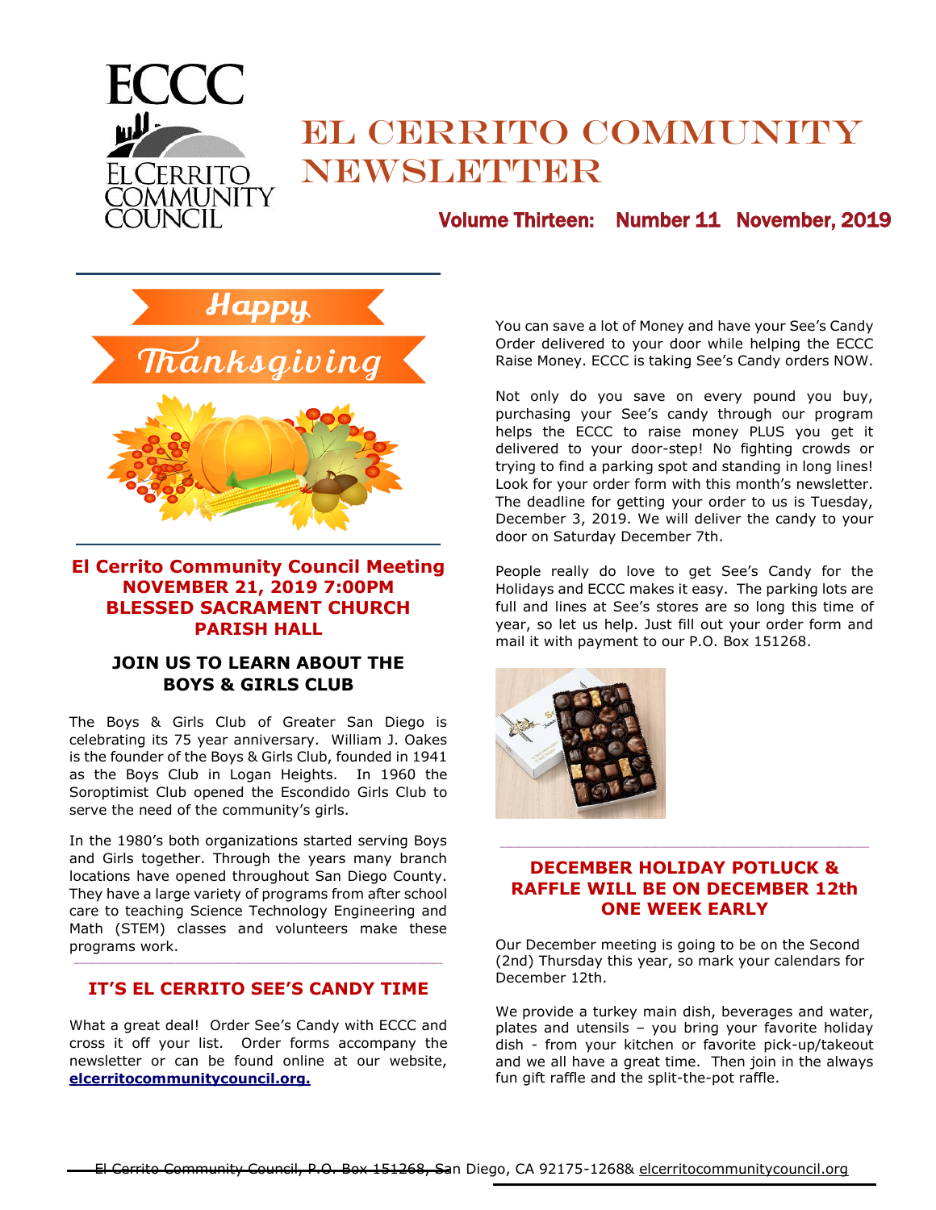# El Cerrito Community Newsletter

**Volume Thirteen: Number 11 November, 2019**

Happy Thanksgiving

## El Cerrito Community Council Meeting NOVEMBER 21, 2019 7:00PM BLESSED SACRAMENT CHURCH PARISH HALL

### JOIN US TO LEARN ABOUT THE BOYS & GIRLS CLUB

The Boys & Girls Club of Greater San Diego is celebrating its 75 year anniversary. William J. Oakes is the founder of the Boys & Girls Club, founded in 1941 as the Boys Club in Logan Heights. In 1960 the Soroptimist Club opened the Escondido Girls Club to serve the need of the community's girls.

In the 1980's both organizations started serving Boys and Girls together. Through the years many branch locations have opened throughout San Diego County. They have a large variety of programs from after school care to teaching Science Technology Engineering and Math (STEM) classes and volunteers make these programs work.

## IT'S EL CERRITO SEE'S CANDY TIME

What a great deal! Order See's Candy with ECCC and cross it off your list. Order forms accompany the newsletter or can be found online at our website, **elcerritocommunitycouncil.org.**

You can save a lot of Money and have your See's Candy Order delivered to your door while helping the ECCC Raise Money. ECCC is taking See's Candy orders NOW.

Not only do you save on every pound you buy, purchasing your See's candy through our program helps the ECCC to raise money PLUS you get it delivered to your door-step! No fighting crowds or trying to find a parking spot and standing in long lines! Look for your order form with this month's newsletter. The deadline for getting your order to us is Tuesday, December 3, 2019. We will deliver the candy to your door on Saturday December 7th.

People really do love to get See's Candy for the Holidays and ECCC makes it easy. The parking lots are full and lines at See's stores are so long this time of year, so let us help. Just fill out your order form and mail it with payment to our P.O. Box 151268.

## DECEMBER HOLIDAY POTLUCK & RAFFLE WILL BE ON DECEMBER 12th ONE WEEK EARLY

Our December meeting is going to be on the Second (2nd) Thursday this year, so mark your calendars for December 12th.

We provide a turkey main dish, beverages and water, plates and utensils – you bring your favorite holiday dish - from your kitchen or favorite pick-up/takeout and we all have a great time. Then join in the always fun gift raffle and the split-the-pot raffle.

El Cerrito Community Council, P.O. Box 151268, San Diego, CA 92175-1268& elcerritocommunitycouncil.org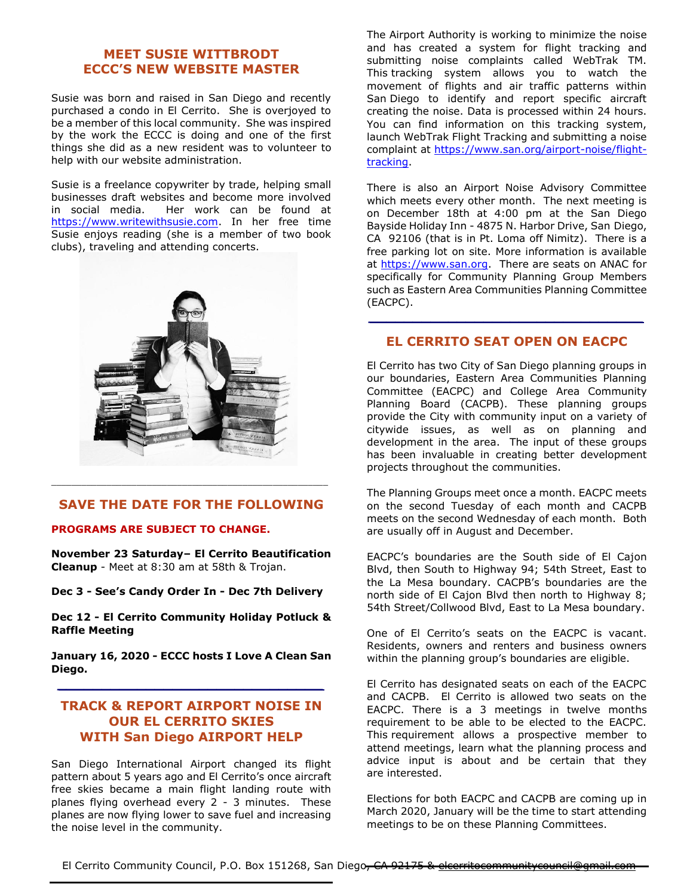## MEET SUSIE WITTBRODT ECCC'S NEW WEBSITE MASTER

Susie was born and raised in San Diego and recently purchased a condo in El Cerrito. She is overjoyed to be a member of this local community. She was inspired by the work the ECCC is doing and one of the first things she did as a new resident was to volunteer to help with our website administration.

Susie is a freelance copywriter by trade, helping small businesses draft websites and become more involved in social media. Her work can be found at https://www.writewithsusie.com. In her free time Susie enjoys reading (she is a member of two book clubs), traveling and attending concerts.

---

## SAVE THE DATE FOR THE FOLLOWING

**PROGRAMS ARE SUBJECT TO CHANGE.**

**November 23 Saturday– El Cerrito Beautification Cleanup** - Meet at 8:30 am at 58th & Trojan.

**Dec 3 - See's Candy Order In - Dec 7th Delivery**

**Dec 12 - El Cerrito Community Holiday Potluck & Raffle Meeting**

**January 16, 2020 - ECCC hosts I Love A Clean San Diego.**

---

## TRACK & REPORT AIRPORT NOISE IN OUR EL CERRITO SKIES WITH San Diego AIRPORT HELP

San Diego International Airport changed its flight pattern about 5 years ago and El Cerrito's once aircraft free skies became a main flight landing route with planes flying overhead every 2 - 3 minutes. These planes are now flying lower to save fuel and increasing the noise level in the community.

The Airport Authority is working to minimize the noise and has created a system for flight tracking and submitting noise complaints called WebTrak TM. This tracking system allows you to watch the movement of flights and air traffic patterns within San Diego to identify and report specific aircraft creating the noise. Data is processed within 24 hours. You can find information on this tracking system, launch WebTrak Flight Tracking and submitting a noise complaint at https://www.san.org/airport-noise/flight-tracking.

There is also an Airport Noise Advisory Committee which meets every other month. The next meeting is on December 18th at 4:00 pm at the San Diego Bayside Holiday Inn - 4875 N. Harbor Drive, San Diego, CA 92106 (that is in Pt. Loma off Nimitz). There is a free parking lot on site. More information is available at https://www.san.org. There are seats on ANAC for specifically for Community Planning Group Members such as Eastern Area Communities Planning Committee (EACPC).

---

## EL CERRITO SEAT OPEN ON EACPC

El Cerrito has two City of San Diego planning groups in our boundaries, Eastern Area Communities Planning Committee (EACPC) and College Area Community Planning Board (CACPB). These planning groups provide the City with community input on a variety of citywide issues, as well as on planning and development in the area. The input of these groups has been invaluable in creating better development projects throughout the communities.

The Planning Groups meet once a month. EACPC meets on the second Tuesday of each month and CACPB meets on the second Wednesday of each month. Both are usually off in August and December.

EACPC's boundaries are the South side of El Cajon Blvd, then South to Highway 94; 54th Street, East to the La Mesa boundary. CACPB's boundaries are the north side of El Cajon Blvd then north to Highway 8; 54th Street/Collwood Blvd, East to La Mesa boundary.

One of El Cerrito's seats on the EACPC is vacant. Residents, owners and renters and business owners within the planning group's boundaries are eligible.

El Cerrito has designated seats on each of the EACPC and CACPB. El Cerrito is allowed two seats on the EACPC. There is a 3 meetings in twelve months requirement to be able to be elected to the EACPC. This requirement allows a prospective member to attend meetings, learn what the planning process and advice input is about and be certain that they are interested.

Elections for both EACPC and CACPB are coming up in March 2020, January will be the time to start attending meetings to be on these Planning Committees.

El Cerrito Community Council, P.O. Box 151268, San Diego, CA 92175 & elcerritocommunitycouncil@gmail.com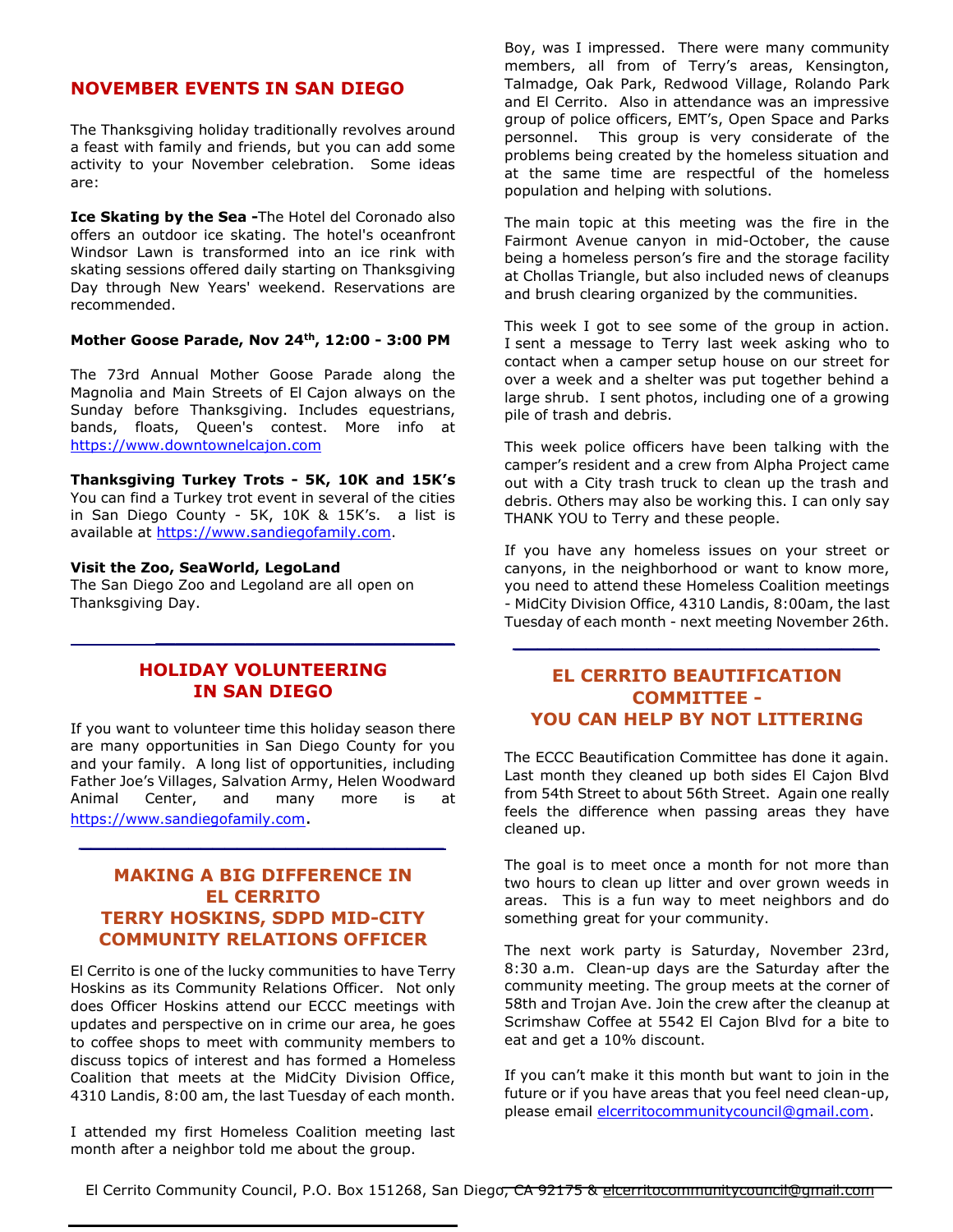## NOVEMBER EVENTS IN SAN DIEGO

The Thanksgiving holiday traditionally revolves around a feast with family and friends, but you can add some activity to your November celebration. Some ideas are:

**Ice Skating by the Sea -**The Hotel del Coronado also offers an outdoor ice skating. The hotel's oceanfront Windsor Lawn is transformed into an ice rink with skating sessions offered daily starting on Thanksgiving Day through New Years' weekend. Reservations are recommended.

**Mother Goose Parade, Nov 24th, 12:00 - 3:00 PM**

The 73rd Annual Mother Goose Parade along the Magnolia and Main Streets of El Cajon always on the Sunday before Thanksgiving. Includes equestrians, bands, floats, Queen's contest. More info at https://www.downtownelcajon.com

**Thanksgiving Turkey Trots - 5K, 10K and 15K's**
You can find a Turkey trot event in several of the cities in San Diego County - 5K, 10K & 15K's. a list is available at https://www.sandiegofamily.com.

**Visit the Zoo, SeaWorld, LegoLand**
The San Diego Zoo and Legoland are all open on Thanksgiving Day.

## HOLIDAY VOLUNTEERING IN SAN DIEGO

If you want to volunteer time this holiday season there are many opportunities in San Diego County for you and your family. A long list of opportunities, including Father Joe's Villages, Salvation Army, Helen Woodward Animal Center, and many more is at https://www.sandiegofamily.com.

## MAKING A BIG DIFFERENCE IN EL CERRITO TERRY HOSKINS, SDPD MID-CITY COMMUNITY RELATIONS OFFICER

El Cerrito is one of the lucky communities to have Terry Hoskins as its Community Relations Officer. Not only does Officer Hoskins attend our ECCC meetings with updates and perspective on in crime our area, he goes to coffee shops to meet with community members to discuss topics of interest and has formed a Homeless Coalition that meets at the MidCity Division Office, 4310 Landis, 8:00 am, the last Tuesday of each month.

I attended my first Homeless Coalition meeting last month after a neighbor told me about the group.

Boy, was I impressed. There were many community members, all from of Terry's areas, Kensington, Talmadge, Oak Park, Redwood Village, Rolando Park and El Cerrito. Also in attendance was an impressive group of police officers, EMT's, Open Space and Parks personnel. This group is very considerate of the problems being created by the homeless situation and at the same time are respectful of the homeless population and helping with solutions.

The main topic at this meeting was the fire in the Fairmont Avenue canyon in mid-October, the cause being a homeless person's fire and the storage facility at Chollas Triangle, but also included news of cleanups and brush clearing organized by the communities.

This week I got to see some of the group in action. I sent a message to Terry last week asking who to contact when a camper setup house on our street for over a week and a shelter was put together behind a large shrub. I sent photos, including one of a growing pile of trash and debris.

This week police officers have been talking with the camper's resident and a crew from Alpha Project came out with a City trash truck to clean up the trash and debris. Others may also be working this. I can only say THANK YOU to Terry and these people.

If you have any homeless issues on your street or canyons, in the neighborhood or want to know more, you need to attend these Homeless Coalition meetings - MidCity Division Office, 4310 Landis, 8:00am, the last Tuesday of each month - next meeting November 26th.

## EL CERRITO BEAUTIFICATION COMMITTEE - YOU CAN HELP BY NOT LITTERING

The ECCC Beautification Committee has done it again. Last month they cleaned up both sides El Cajon Blvd from 54th Street to about 56th Street. Again one really feels the difference when passing areas they have cleaned up.

The goal is to meet once a month for not more than two hours to clean up litter and over grown weeds in areas. This is a fun way to meet neighbors and do something great for your community.

The next work party is Saturday, November 23rd, 8:30 a.m. Clean-up days are the Saturday after the community meeting. The group meets at the corner of 58th and Trojan Ave. Join the crew after the cleanup at Scrimshaw Coffee at 5542 El Cajon Blvd for a bite to eat and get a 10% discount.

If you can't make it this month but want to join in the future or if you have areas that you feel need clean-up, please email elcerritocommunitycouncil@gmail.com.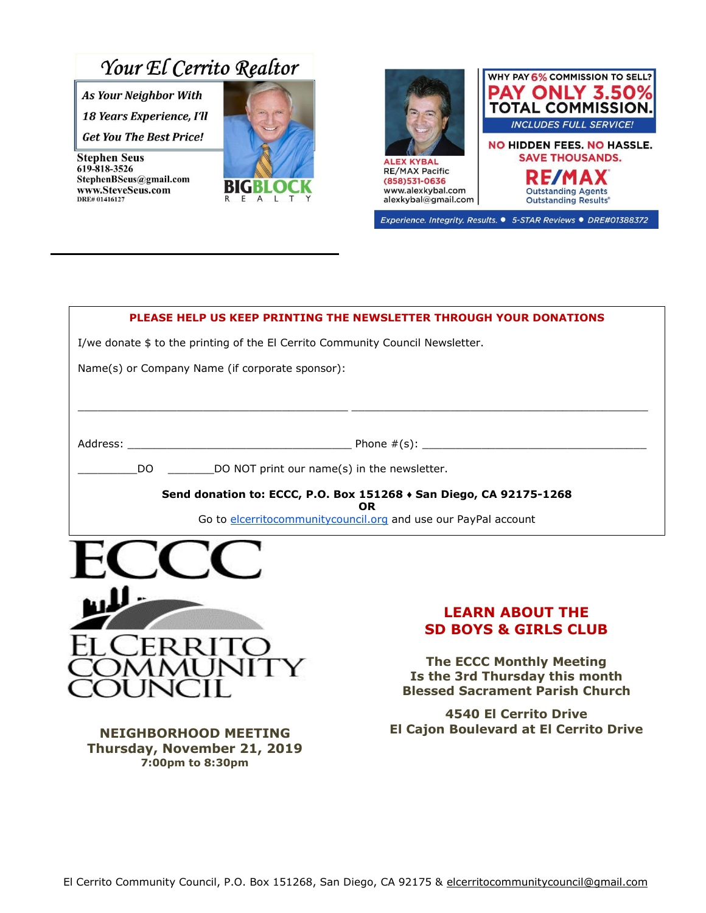Your El Cerrito Realtor

*As Your Neighbor With 18 Years Experience, I'll Get You The Best Price!*

**Stephen Seus**
619-818-3526
StephenBSeus@gmail.com
www.SteveSeus.com
DRE# 01416127

BIG BLOCK REALTY

ALEX KYBAL
RE/MAX Pacific
(858)531-0636
www.alexkybal.com
alexkybal@gmail.com

WHY PAY 6% COMMISSION TO SELL?
**PAY ONLY 3.50% TOTAL COMMISSION.**
*INCLUDES FULL SERVICE!*

**NO HIDDEN FEES. NO HASSLE.**
**SAVE THOUSANDS.**

RE/MAX
Outstanding Agents
Outstanding Results®

*Experience. Integrity. Results. • 5-STAR Reviews • DRE#01388372*

---

**PLEASE HELP US KEEP PRINTING THE NEWSLETTER THROUGH YOUR DONATIONS**

I/we donate $ to the printing of the El Cerrito Community Council Newsletter.

Name(s) or Company Name (if corporate sponsor):

_________________________________________ _____________________________________________

Address: __________________________________ Phone #(s): __________________________________

_________DO _______DO NOT print our name(s) in the newsletter.

**Send donation to: ECCC, P.O. Box 151268 ♦ San Diego, CA 92175-1268**
**OR**
Go to elcerritocommunitycouncil.org and use our PayPal account

---

ECCC
EL CERRITO COMMUNITY COUNCIL

**NEIGHBORHOOD MEETING**
**Thursday, November 21, 2019**
**7:00pm to 8:30pm**

**LEARN ABOUT THE SD BOYS & GIRLS CLUB**

**The ECCC Monthly Meeting**
**Is the 3rd Thursday this month**
**Blessed Sacrament Parish Church**

**4540 El Cerrito Drive**
**El Cajon Boulevard at El Cerrito Drive**

El Cerrito Community Council, P.O. Box 151268, San Diego, CA 92175 & elcerritocommunitycouncil@gmail.com